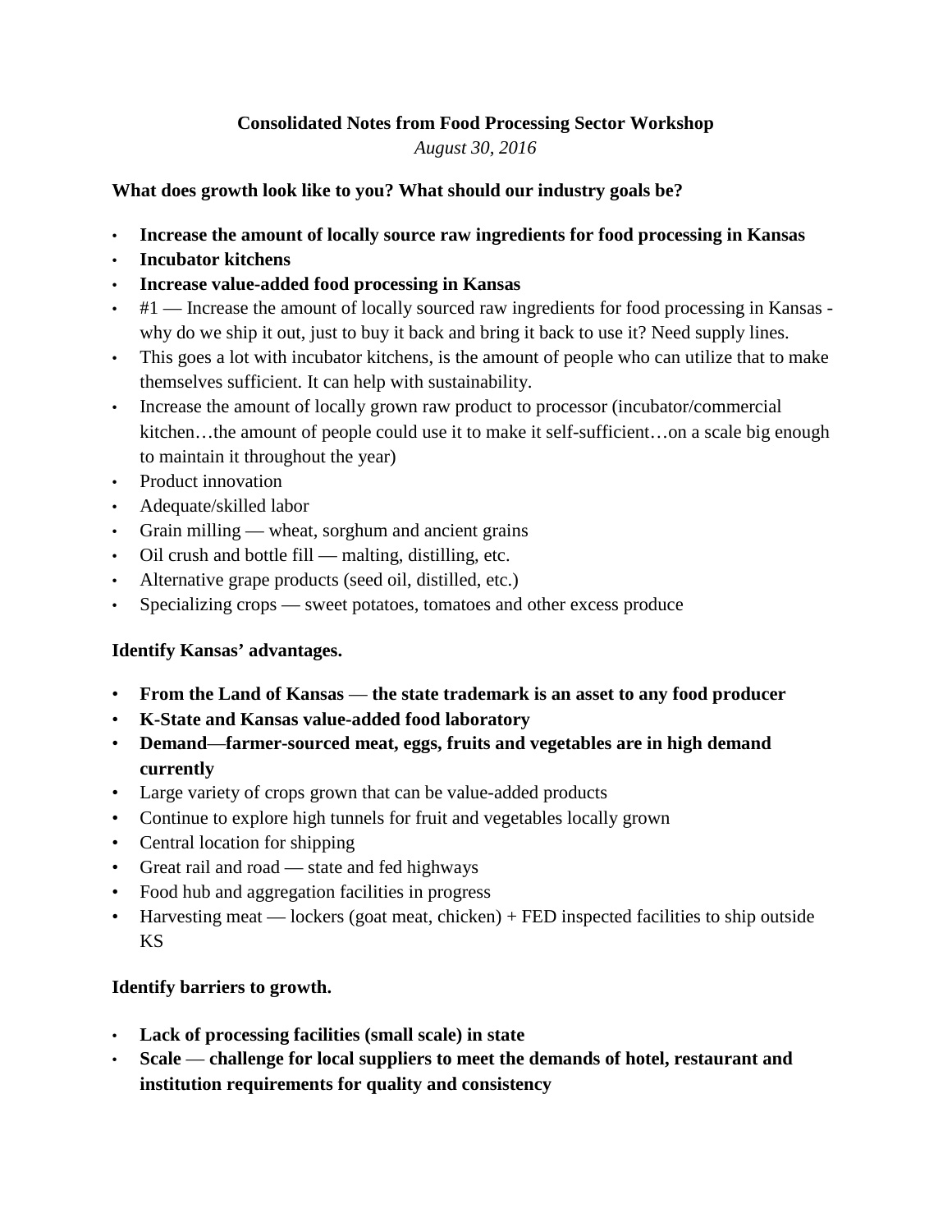**Consolidated Notes from Food Processing Sector Workshop**

*August 30, 2016*

**What does growth look like to you? What should our industry goals be?**

- **Increase the amount of locally source raw ingredients for food processing in Kansas**
- **Incubator kitchens**
- **Increase value-added food processing in Kansas**
- #1 — Increase the amount of locally sourced raw ingredients for food processing in Kansas - why do we ship it out, just to buy it back and bring it back to use it? Need supply lines.
- This goes a lot with incubator kitchens, is the amount of people who can utilize that to make themselves sufficient. It can help with sustainability.
- Increase the amount of locally grown raw product to processor (incubator/commercial kitchen…the amount of people could use it to make it self-sufficient…on a scale big enough to maintain it throughout the year)
- Product innovation
- Adequate/skilled labor
- Grain milling — wheat, sorghum and ancient grains
- Oil crush and bottle fill — malting, distilling, etc.
- Alternative grape products (seed oil, distilled, etc.)
- Specializing crops — sweet potatoes, tomatoes and other excess produce

**Identify Kansas' advantages.**

- **From the Land of Kansas — the state trademark is an asset to any food producer**
- **K-State and Kansas value-added food laboratory**
- **Demand—farmer-sourced meat, eggs, fruits and vegetables are in high demand currently**
- Large variety of crops grown that can be value-added products
- Continue to explore high tunnels for fruit and vegetables locally grown
- Central location for shipping
- Great rail and road — state and fed highways
- Food hub and aggregation facilities in progress
- Harvesting meat — lockers (goat meat, chicken) + FED inspected facilities to ship outside KS

**Identify barriers to growth.**

- **Lack of processing facilities (small scale) in state**
- **Scale — challenge for local suppliers to meet the demands of hotel, restaurant and institution requirements for quality and consistency**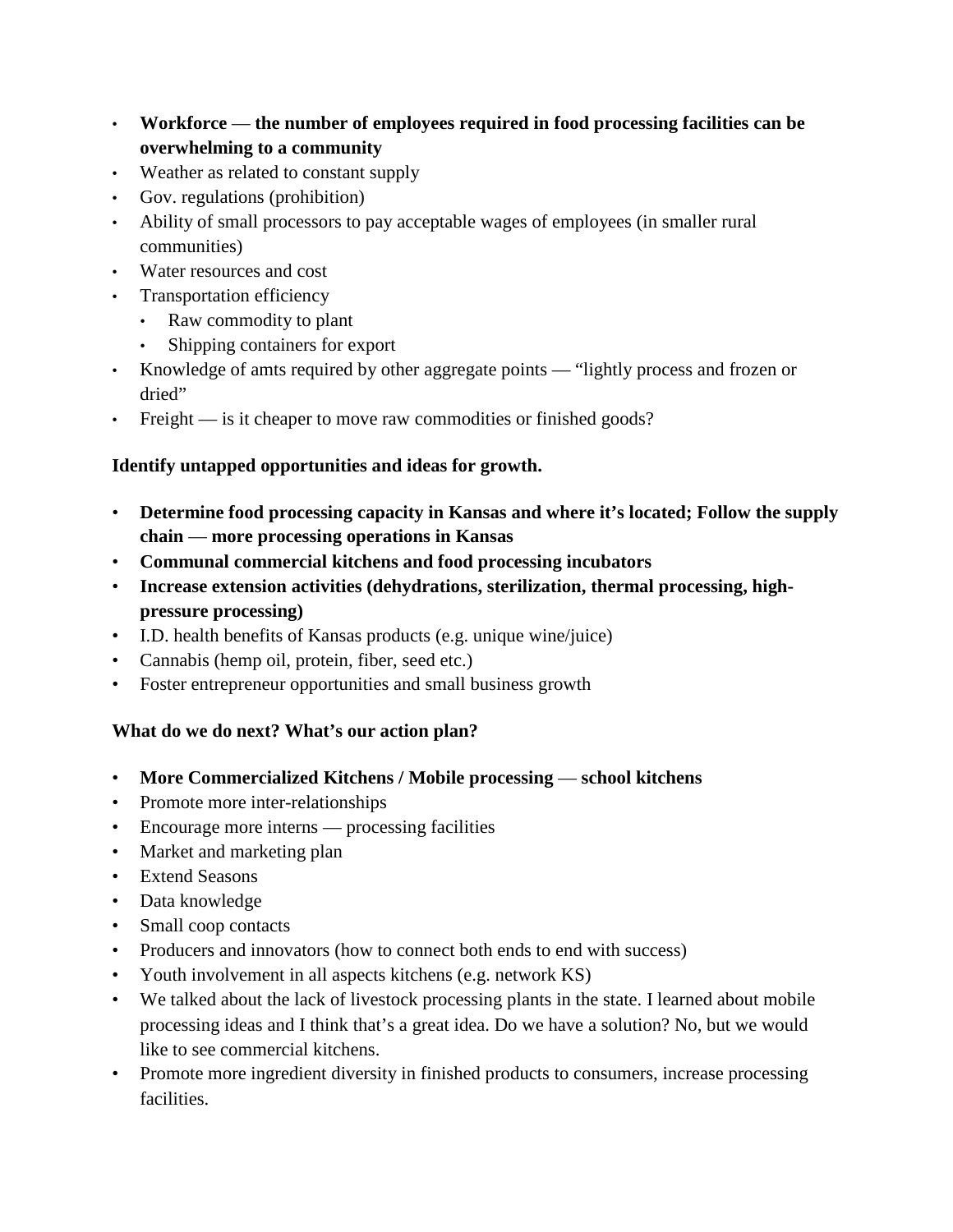- **Workforce — the number of employees required in food processing facilities can be overwhelming to a community**
- Weather as related to constant supply
- Gov. regulations (prohibition)
- Ability of small processors to pay acceptable wages of employees (in smaller rural communities)
- Water resources and cost
- Transportation efficiency
  - Raw commodity to plant
  - Shipping containers for export
- Knowledge of amts required by other aggregate points — "lightly process and frozen or dried"
- Freight — is it cheaper to move raw commodities or finished goods?

**Identify untapped opportunities and ideas for growth.**

- **Determine food processing capacity in Kansas and where it's located; Follow the supply chain — more processing operations in Kansas**
- **Communal commercial kitchens and food processing incubators**
- **Increase extension activities (dehydrations, sterilization, thermal processing, high-pressure processing)**
- I.D. health benefits of Kansas products (e.g. unique wine/juice)
- Cannabis (hemp oil, protein, fiber, seed etc.)
- Foster entrepreneur opportunities and small business growth

**What do we do next? What's our action plan?**

- **More Commercialized Kitchens / Mobile processing — school kitchens**
- Promote more inter-relationships
- Encourage more interns — processing facilities
- Market and marketing plan
- Extend Seasons
- Data knowledge
- Small coop contacts
- Producers and innovators (how to connect both ends to end with success)
- Youth involvement in all aspects kitchens (e.g. network KS)
- We talked about the lack of livestock processing plants in the state. I learned about mobile processing ideas and I think that's a great idea. Do we have a solution? No, but we would like to see commercial kitchens.
- Promote more ingredient diversity in finished products to consumers, increase processing facilities.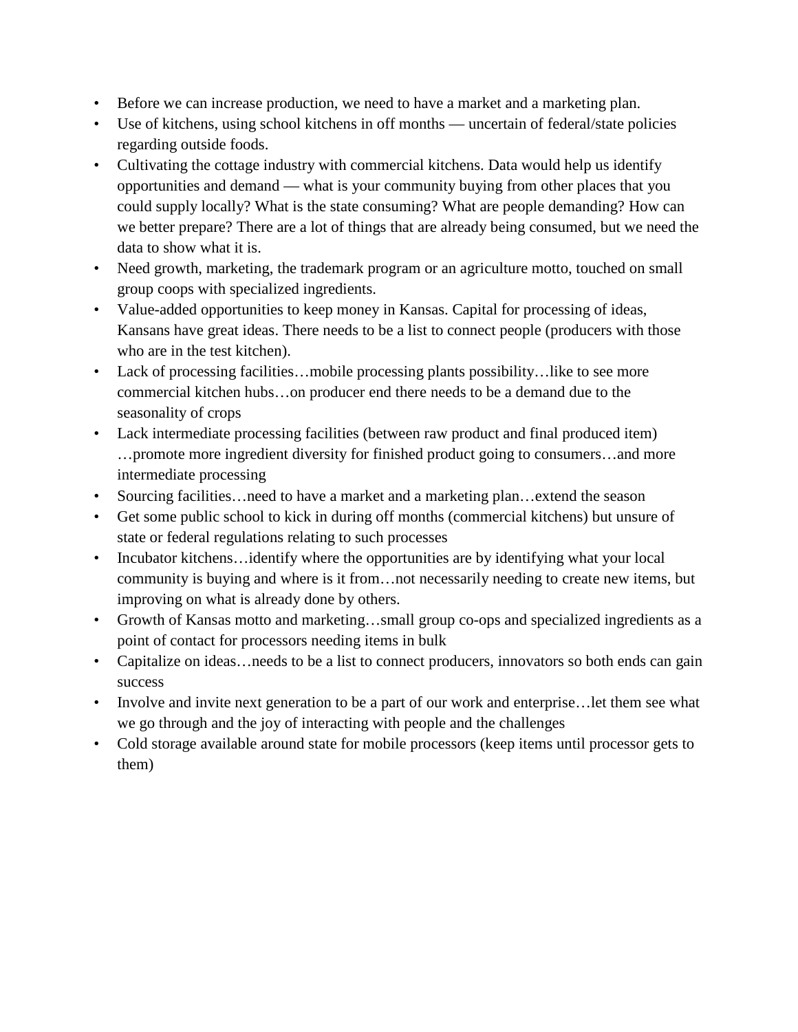- Before we can increase production, we need to have a market and a marketing plan.
- Use of kitchens, using school kitchens in off months — uncertain of federal/state policies regarding outside foods.
- Cultivating the cottage industry with commercial kitchens. Data would help us identify opportunities and demand — what is your community buying from other places that you could supply locally? What is the state consuming? What are people demanding? How can we better prepare? There are a lot of things that are already being consumed, but we need the data to show what it is.
- Need growth, marketing, the trademark program or an agriculture motto, touched on small group coops with specialized ingredients.
- Value-added opportunities to keep money in Kansas. Capital for processing of ideas, Kansans have great ideas. There needs to be a list to connect people (producers with those who are in the test kitchen).
- Lack of processing facilities…mobile processing plants possibility…like to see more commercial kitchen hubs…on producer end there needs to be a demand due to the seasonality of crops
- Lack intermediate processing facilities (between raw product and final produced item) …promote more ingredient diversity for finished product going to consumers…and more intermediate processing
- Sourcing facilities…need to have a market and a marketing plan…extend the season
- Get some public school to kick in during off months (commercial kitchens) but unsure of state or federal regulations relating to such processes
- Incubator kitchens…identify where the opportunities are by identifying what your local community is buying and where is it from…not necessarily needing to create new items, but improving on what is already done by others.
- Growth of Kansas motto and marketing…small group co-ops and specialized ingredients as a point of contact for processors needing items in bulk
- Capitalize on ideas…needs to be a list to connect producers, innovators so both ends can gain success
- Involve and invite next generation to be a part of our work and enterprise…let them see what we go through and the joy of interacting with people and the challenges
- Cold storage available around state for mobile processors (keep items until processor gets to them)